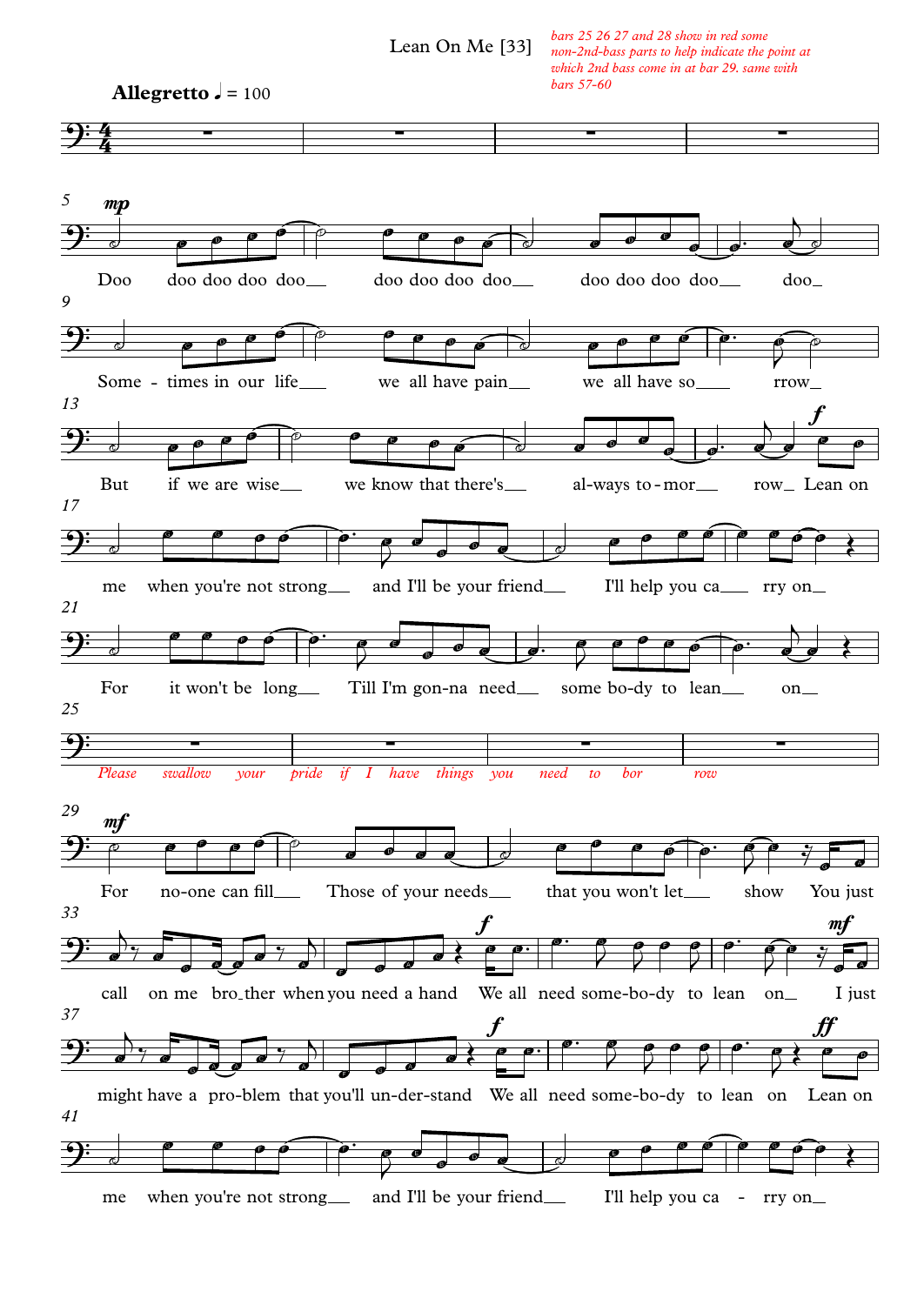# Lean On Me [33]

*bars 25 26 27 and 28 show in red some non-2nd-bass parts to help indicate the point at which 2nd bass come in at bar 29. same with bars 57-60*

**Allegretto** ♩ = 100

5 *mp* Doo doo doo doo doo__ doo doo doo doo__ doo doo doo doo__ doo_

9 Some - times in our life__ we all have pain__ we all have so__ rrow_

13 But if we are wise__ we know that there's__ al-ways to-mor__ row_ *f* Lean on

17 me when you're not strong__ and I'll be your friend__ I'll help you ca__ rry on_

21 For it won't be long__ Till I'm gon-na need__ some bo-dy to lean__ on__

25 *Please swallow your pride if I have things you need to bor row*

29 *mf* For no-one can fill__ Those of your needs__ that you won't let__ show You just

33 call on me bro_ther when you need a hand *f* We all need some-bo-dy to lean on_ *mf* I just

37 might have a pro-blem that you'll un-der-stand *f* We all need some-bo-dy to lean on *ff* Lean on

41 me when you're not strong__ and I'll be your friend__ I'll help you ca - rry on_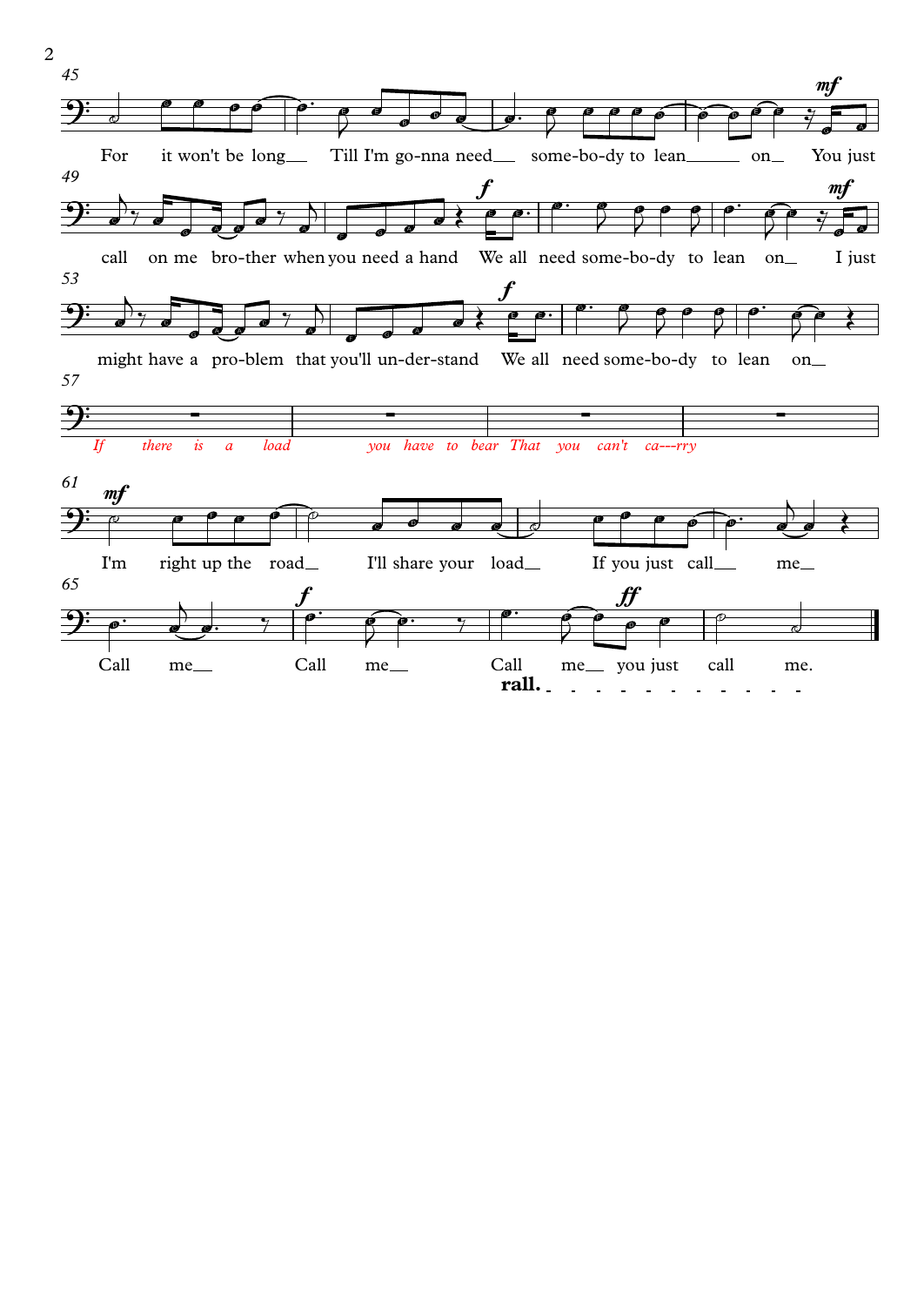For it won't be long__ Till I'm go-nna need__ some-bo-dy to lean______ on__ You just

call on me bro-ther when you need a hand We all need some-bo-dy to lean on__ I just

might have a pro-blem that you'll un-der-stand We all need some-bo-dy to lean on__

*If there is a load you have to bear That you can't ca---rry*

I'm right up the road__ I'll share your load__ If you just call__ me__

Call me__ Call me__ Call me__ you just call me.

**rall.**